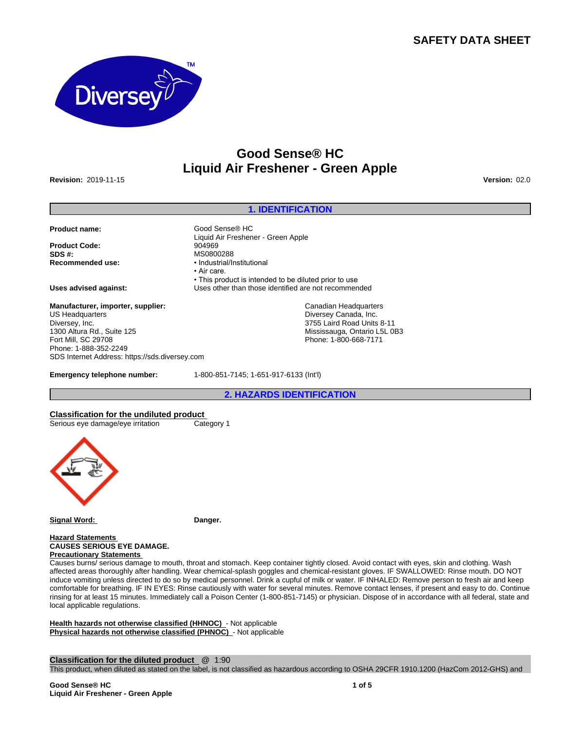# SAFETY DATA SHEET

# Good Sense® HC
# Liquid Air Freshener - Green Apple

**Revision:** 2019-11-15 **Version:** 02.0

## 1. IDENTIFICATION

**Product name:** Good Sense® HC Liquid Air Freshener - Green Apple

**Product Code:** 904969

**SDS #:** MS0800288

**Recommended use:**
- Industrial/Institutional
- Air care.
- This product is intended to be diluted prior to use

**Uses advised against:** Uses other than those identified are not recommended

**Manufacturer, importer, supplier:**
US Headquarters
Diversey, Inc.
1300 Altura Rd., Suite 125
Fort Mill, SC 29708
Phone: 1-888-352-2249
SDS Internet Address: https://sds.diversey.com

Canadian Headquarters
Diversey Canada, Inc.
3755 Laird Road Units 8-11
Mississauga, Ontario L5L 0B3
Phone: 1-800-668-7171

**Emergency telephone number:** 1-800-851-7145; 1-651-917-6133 (Int'l)

## 2. HAZARDS IDENTIFICATION

**Classification for the undiluted product**

Serious eye damage/eye irritation Category 1

**Signal Word:** **Danger.**

**Hazard Statements**
**CAUSES SERIOUS EYE DAMAGE.**

**Precautionary Statements**
Causes burns/ serious damage to mouth, throat and stomach. Keep container tightly closed. Avoid contact with eyes, skin and clothing. Wash affected areas thoroughly after handling. Wear chemical-splash goggles and chemical-resistant gloves. IF SWALLOWED: Rinse mouth. DO NOT induce vomiting unless directed to do so by medical personnel. Drink a cupful of milk or water. IF INHALED: Remove person to fresh air and keep comfortable for breathing. IF IN EYES: Rinse cautiously with water for several minutes. Remove contact lenses, if present and easy to do. Continue rinsing for at least 15 minutes. Immediately call a Poison Center (1-800-851-7145) or physician. Dispose of in accordance with all federal, state and local applicable regulations.

**Health hazards not otherwise classified (HHNOC)** - Not applicable
**Physical hazards not otherwise classified (PHNOC)** - Not applicable

**Classification for the diluted product** @ 1:90
This product, when diluted as stated on the label, is not classified as hazardous according to OSHA 29CFR 1910.1200 (HazCom 2012-GHS) and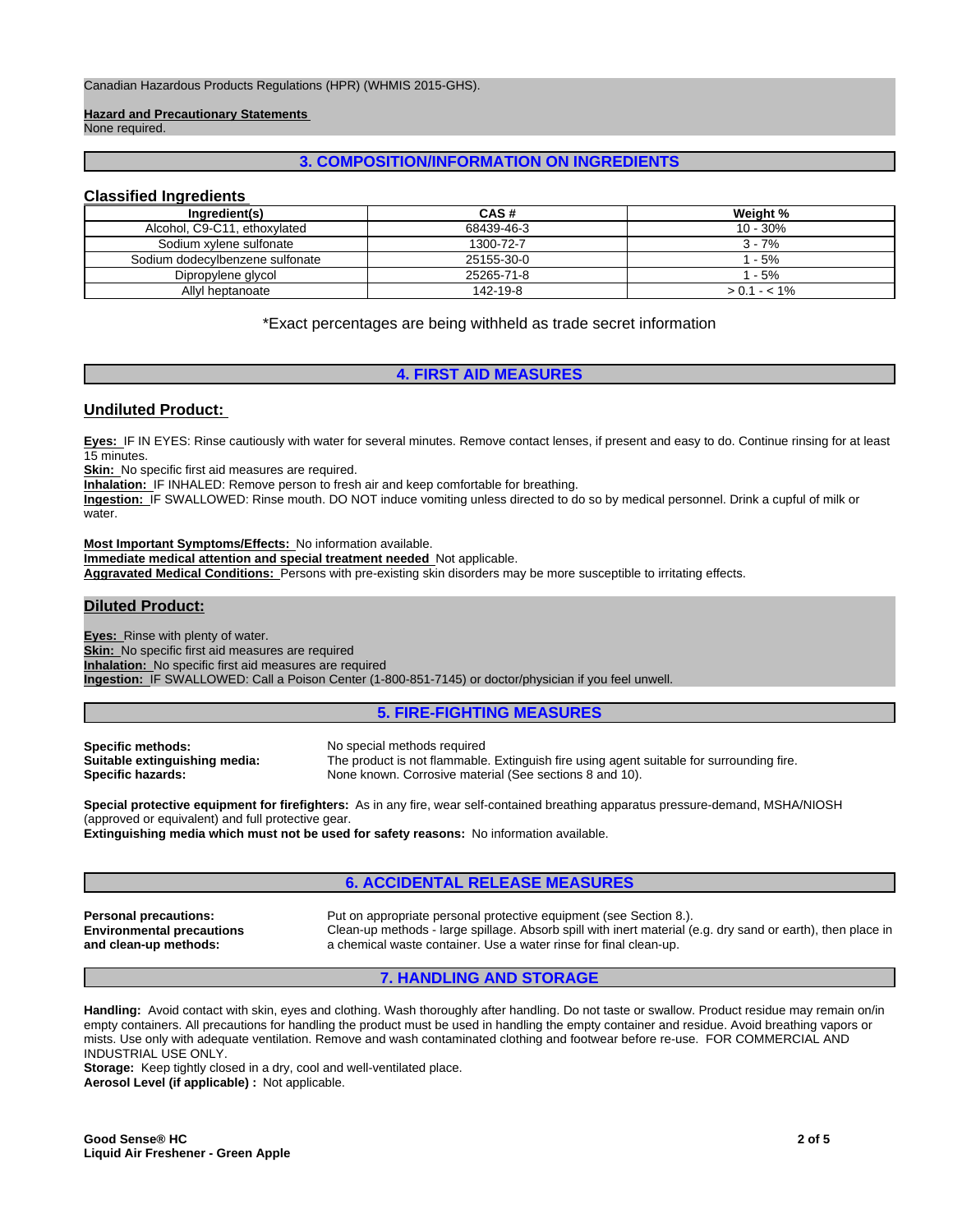Canadian Hazardous Products Regulations (HPR) (WHMIS 2015-GHS).

**Hazard and Precautionary Statements**
None required.

## 3. COMPOSITION/INFORMATION ON INGREDIENTS

### Classified Ingredients

| Ingredient(s) | CAS # | Weight % |
|---|---|---|
| Alcohol, C9-C11, ethoxylated | 68439-46-3 | 10 - 30% |
| Sodium xylene sulfonate | 1300-72-7 | 3 - 7% |
| Sodium dodecylbenzene sulfonate | 25155-30-0 | 1 - 5% |
| Dipropylene glycol | 25265-71-8 | 1 - 5% |
| Allyl heptanoate | 142-19-8 | > 0.1 - < 1% |

*Exact percentages are being withheld as trade secret information

## 4. FIRST AID MEASURES

### Undiluted Product:

**Eyes:** IF IN EYES: Rinse cautiously with water for several minutes. Remove contact lenses, if present and easy to do. Continue rinsing for at least 15 minutes.
**Skin:** No specific first aid measures are required.
**Inhalation:** IF INHALED: Remove person to fresh air and keep comfortable for breathing.
**Ingestion:** IF SWALLOWED: Rinse mouth. DO NOT induce vomiting unless directed to do so by medical personnel. Drink a cupful of milk or water.

**Most Important Symptoms/Effects:** No information available.
**Immediate medical attention and special treatment needed** Not applicable.
**Aggravated Medical Conditions:** Persons with pre-existing skin disorders may be more susceptible to irritating effects.

### Diluted Product:

**Eyes:** Rinse with plenty of water.
**Skin:** No specific first aid measures are required
**Inhalation:** No specific first aid measures are required
**Ingestion:** IF SWALLOWED: Call a Poison Center (1-800-851-7145) or doctor/physician if you feel unwell.

## 5. FIRE-FIGHTING MEASURES

**Specific methods:** No special methods required
**Suitable extinguishing media:** The product is not flammable. Extinguish fire using agent suitable for surrounding fire.
**Specific hazards:** None known. Corrosive material (See sections 8 and 10).

**Special protective equipment for firefighters:** As in any fire, wear self-contained breathing apparatus pressure-demand, MSHA/NIOSH (approved or equivalent) and full protective gear.
**Extinguishing media which must not be used for safety reasons:** No information available.

## 6. ACCIDENTAL RELEASE MEASURES

**Personal precautions:** Put on appropriate personal protective equipment (see Section 8.).
**Environmental precautions and clean-up methods:** Clean-up methods - large spillage. Absorb spill with inert material (e.g. dry sand or earth), then place in a chemical waste container. Use a water rinse for final clean-up.

## 7. HANDLING AND STORAGE

**Handling:** Avoid contact with skin, eyes and clothing. Wash thoroughly after handling. Do not taste or swallow. Product residue may remain on/in empty containers. All precautions for handling the product must be used in handling the empty container and residue. Avoid breathing vapors or mists. Use only with adequate ventilation. Remove and wash contaminated clothing and footwear before re-use. FOR COMMERCIAL AND INDUSTRIAL USE ONLY.
**Storage:** Keep tightly closed in a dry, cool and well-ventilated place.
**Aerosol Level (if applicable) :** Not applicable.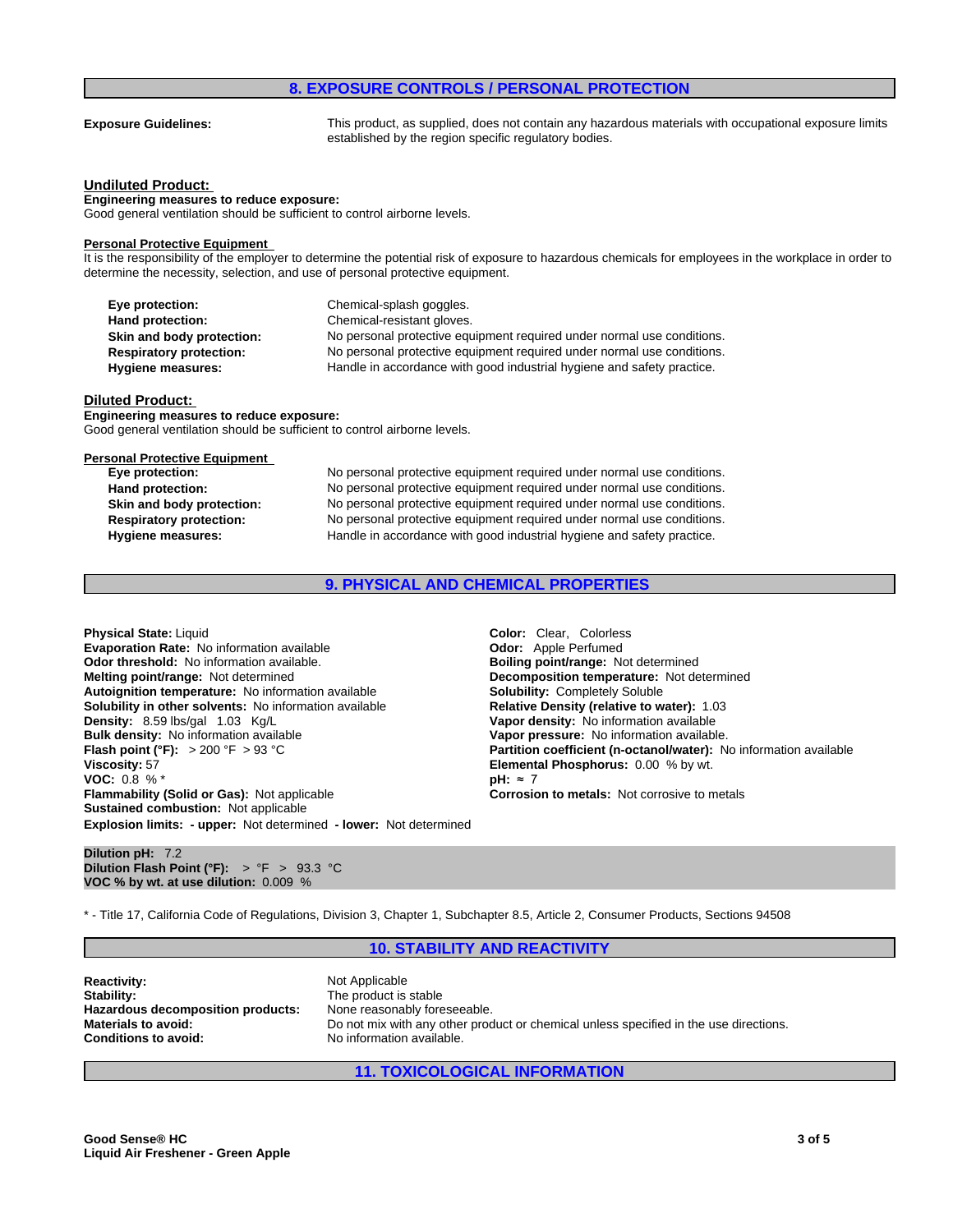## 8. EXPOSURE CONTROLS / PERSONAL PROTECTION

**Exposure Guidelines:** This product, as supplied, does not contain any hazardous materials with occupational exposure limits established by the region specific regulatory bodies.

### Undiluted Product:

**Engineering measures to reduce exposure:**
Good general ventilation should be sufficient to control airborne levels.

**Personal Protective Equipment**
It is the responsibility of the employer to determine the potential risk of exposure to hazardous chemicals for employees in the workplace in order to determine the necessity, selection, and use of personal protective equipment.

| | |
|---|---|
| **Eye protection:** | Chemical-splash goggles. |
| **Hand protection:** | Chemical-resistant gloves. |
| **Skin and body protection:** | No personal protective equipment required under normal use conditions. |
| **Respiratory protection:** | No personal protective equipment required under normal use conditions. |
| **Hygiene measures:** | Handle in accordance with good industrial hygiene and safety practice. |

### Diluted Product:

**Engineering measures to reduce exposure:**
Good general ventilation should be sufficient to control airborne levels.

**Personal Protective Equipment**

| | |
|---|---|
| **Eye protection:** | No personal protective equipment required under normal use conditions. |
| **Hand protection:** | No personal protective equipment required under normal use conditions. |
| **Skin and body protection:** | No personal protective equipment required under normal use conditions. |
| **Respiratory protection:** | No personal protective equipment required under normal use conditions. |
| **Hygiene measures:** | Handle in accordance with good industrial hygiene and safety practice. |

## 9. PHYSICAL AND CHEMICAL PROPERTIES

**Physical State:** Liquid
**Evaporation Rate:** No information available
**Odor threshold:** No information available.
**Melting point/range:** Not determined
**Autoignition temperature:** No information available
**Solubility in other solvents:** No information available
**Density:** 8.59 lbs/gal 1.03 Kg/L
**Bulk density:** No information available
**Flash point (°F):** > 200 °F > 93 °C
**Viscosity:** 57
**VOC:** 0.8 % *
**Flammability (Solid or Gas):** Not applicable
**Sustained combustion:** Not applicable
**Explosion limits:** **- upper:** Not determined **- lower:** Not determined

**Color:** Clear, Colorless
**Odor:** Apple Perfumed
**Boiling point/range:** Not determined
**Decomposition temperature:** Not determined
**Solubility:** Completely Soluble
**Relative Density (relative to water):** 1.03
**Vapor density:** No information available
**Vapor pressure:** No information available.
**Partition coefficient (n-octanol/water):** No information available
**Elemental Phosphorus:** 0.00 % by wt.
**pH:** ≈ 7
**Corrosion to metals:** Not corrosive to metals

**Dilution pH:** 7.2
**Dilution Flash Point (°F):** > °F > 93.3 °C
**VOC % by wt. at use dilution:** 0.009 %

* - Title 17, California Code of Regulations, Division 3, Chapter 1, Subchapter 8.5, Article 2, Consumer Products, Sections 94508

## 10. STABILITY AND REACTIVITY

| | |
|---|---|
| **Reactivity:** | Not Applicable |
| **Stability:** | The product is stable |
| **Hazardous decomposition products:** | None reasonably foreseeable. |
| **Materials to avoid:** | Do not mix with any other product or chemical unless specified in the use directions. |
| **Conditions to avoid:** | No information available. |

## 11. TOXICOLOGICAL INFORMATION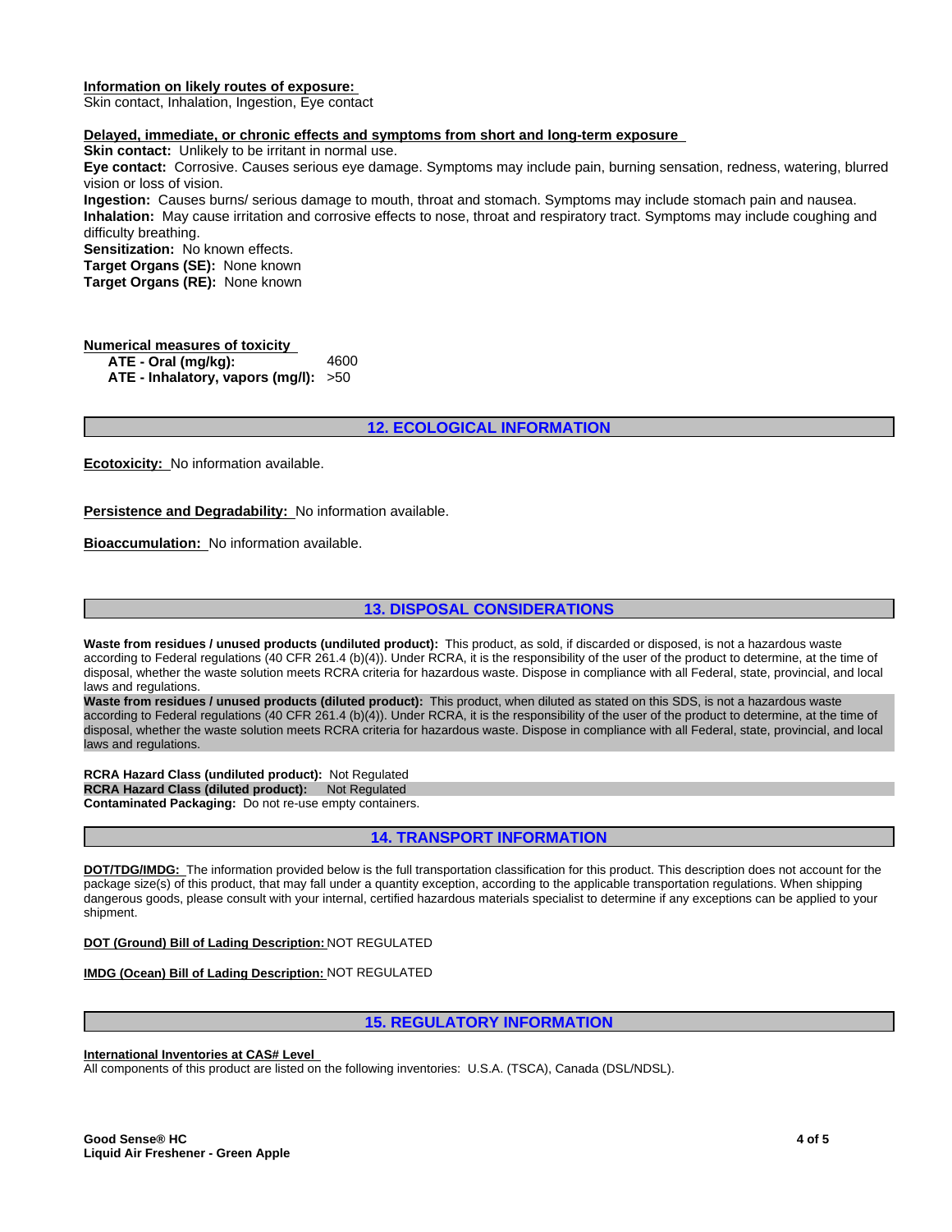**Information on likely routes of exposure:**
Skin contact, Inhalation, Ingestion, Eye contact

**Delayed, immediate, or chronic effects and symptoms from short and long-term exposure**
**Skin contact:** Unlikely to be irritant in normal use.
**Eye contact:** Corrosive. Causes serious eye damage. Symptoms may include pain, burning sensation, redness, watering, blurred vision or loss of vision.
**Ingestion:** Causes burns/ serious damage to mouth, throat and stomach. Symptoms may include stomach pain and nausea.
**Inhalation:** May cause irritation and corrosive effects to nose, throat and respiratory tract. Symptoms may include coughing and difficulty breathing.
**Sensitization:** No known effects.
**Target Organs (SE):** None known
**Target Organs (RE):** None known

**Numerical measures of toxicity**

| | |
|---|---|
| **ATE - Oral (mg/kg):** | 4600 |
| **ATE - Inhalatory, vapors (mg/l):** | >50 |

## 12. ECOLOGICAL INFORMATION

**Ecotoxicity:** No information available.

**Persistence and Degradability:** No information available.

**Bioaccumulation:** No information available.

## 13. DISPOSAL CONSIDERATIONS

**Waste from residues / unused products (undiluted product):** This product, as sold, if discarded or disposed, is not a hazardous waste according to Federal regulations (40 CFR 261.4 (b)(4)). Under RCRA, it is the responsibility of the user of the product to determine, at the time of disposal, whether the waste solution meets RCRA criteria for hazardous waste. Dispose in compliance with all Federal, state, provincial, and local laws and regulations.
**Waste from residues / unused products (diluted product):** This product, when diluted as stated on this SDS, is not a hazardous waste according to Federal regulations (40 CFR 261.4 (b)(4)). Under RCRA, it is the responsibility of the user of the product to determine, at the time of disposal, whether the waste solution meets RCRA criteria for hazardous waste. Dispose in compliance with all Federal, state, provincial, and local laws and regulations.

**RCRA Hazard Class (undiluted product):** Not Regulated
**RCRA Hazard Class (diluted product):** Not Regulated
**Contaminated Packaging:** Do not re-use empty containers.

## 14. TRANSPORT INFORMATION

**DOT/TDG/IMDG:** The information provided below is the full transportation classification for this product. This description does not account for the package size(s) of this product, that may fall under a quantity exception, according to the applicable transportation regulations. When shipping dangerous goods, please consult with your internal, certified hazardous materials specialist to determine if any exceptions can be applied to your shipment.

**DOT (Ground) Bill of Lading Description:** NOT REGULATED

**IMDG (Ocean) Bill of Lading Description:** NOT REGULATED

## 15. REGULATORY INFORMATION

**International Inventories at CAS# Level**
All components of this product are listed on the following inventories: U.S.A. (TSCA), Canada (DSL/NDSL).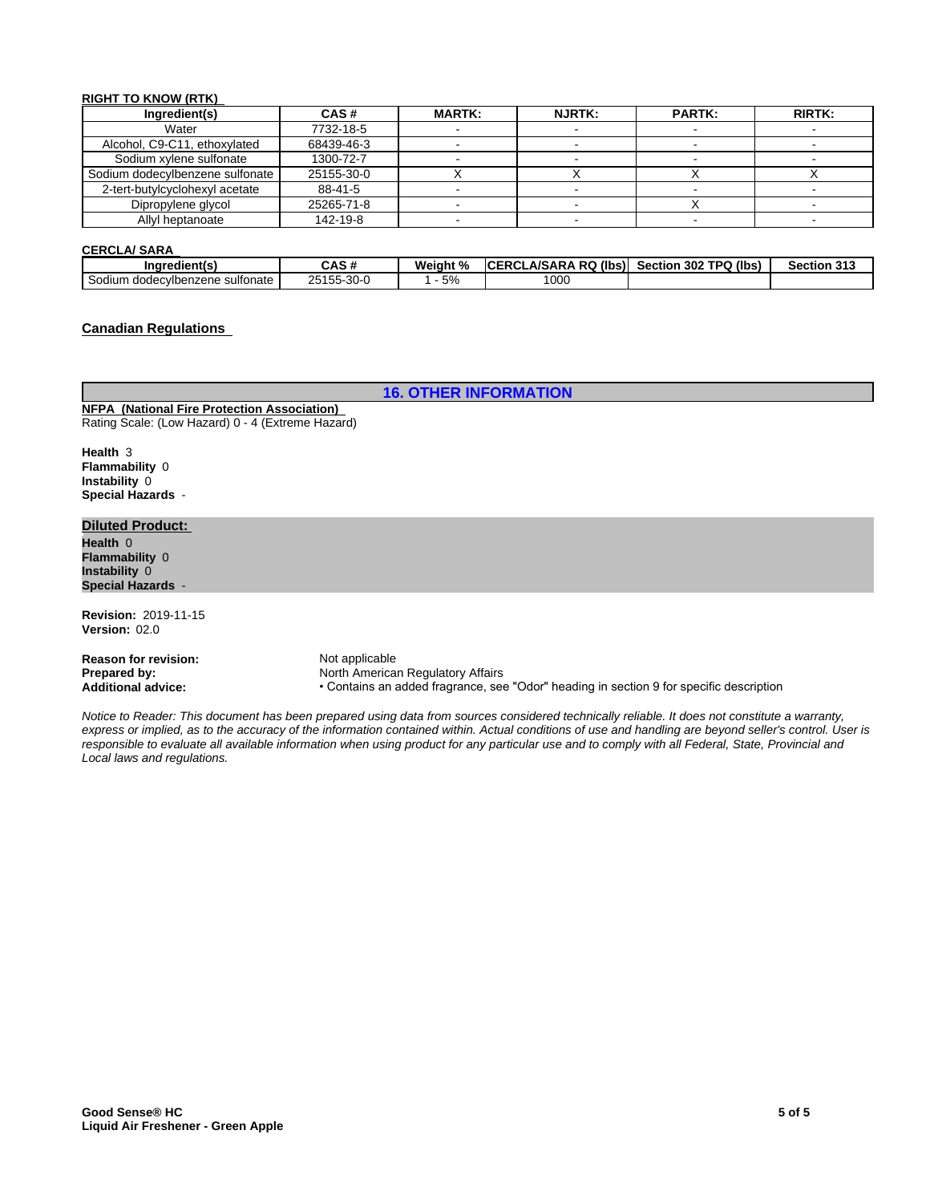**RIGHT TO KNOW (RTK)**

| Ingredient(s) | CAS # | MARTK: | NJRTK: | PARTK: | RIRTK: |
|---|---|---|---|---|---|
| Water | 7732-18-5 | - | - | - | - |
| Alcohol, C9-C11, ethoxylated | 68439-46-3 | - | - | - | - |
| Sodium xylene sulfonate | 1300-72-7 | - | - | - | - |
| Sodium dodecylbenzene sulfonate | 25155-30-0 | X | X | X | X |
| 2-tert-butylcyclohexyl acetate | 88-41-5 | - | - | - | - |
| Dipropylene glycol | 25265-71-8 | - | - | X | - |
| Allyl heptanoate | 142-19-8 | - | - | - | - |

**CERCLA/ SARA**

| Ingredient(s) | CAS # | Weight % | CERCLA/SARA RQ (lbs) | Section 302 TPQ (lbs) | Section 313 |
|---|---|---|---|---|---|
| Sodium dodecylbenzene sulfonate | 25155-30-0 | 1 - 5% | 1000 | | |

**Canadian Regulations**

## 16. OTHER INFORMATION

**NFPA (National Fire Protection Association)**
Rating Scale: (Low Hazard) 0 - 4 (Extreme Hazard)

**Health** 3
**Flammability** 0
**Instability** 0
**Special Hazards** -

**Diluted Product:**
**Health** 0
**Flammability** 0
**Instability** 0
**Special Hazards** -

**Revision:** 2019-11-15
**Version:** 02.0

**Reason for revision:** Not applicable
**Prepared by:** North American Regulatory Affairs
**Additional advice:** • Contains an added fragrance, see "Odor" heading in section 9 for specific description

*Notice to Reader: This document has been prepared using data from sources considered technically reliable. It does not constitute a warranty, express or implied, as to the accuracy of the information contained within. Actual conditions of use and handling are beyond seller's control. User is responsible to evaluate all available information when using product for any particular use and to comply with all Federal, State, Provincial and Local laws and regulations.*